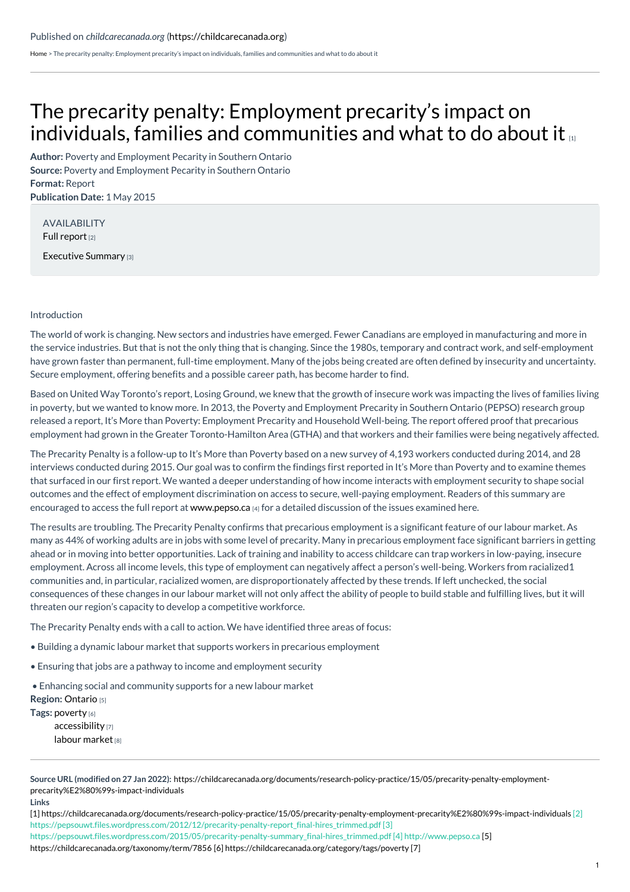Published on *childcarecanada.org* (https://childcarecanada.org)

Home > The precarity penalty: Employment precarity's impact on individuals, families and communities and what to do about it

# The precarity penalty: Employment precarity's impact on individuals, families and communities and what to do about it [1]

**Author:** Poverty and Employment Pecarity in Southern Ontario
**Source:** Poverty and Employment Pecarity in Southern Ontario
**Format:** Report
**Publication Date:** 1 May 2015

AVAILABILITY
Full report [2]

Executive Summary [3]

Introduction

The world of work is changing. New sectors and industries have emerged. Fewer Canadians are employed in manufacturing and more in the service industries. But that is not the only thing that is changing. Since the 1980s, temporary and contract work, and self-employment have grown faster than permanent, full-time employment. Many of the jobs being created are often defined by insecurity and uncertainty. Secure employment, offering benefits and a possible career path, has become harder to find.

Based on United Way Toronto's report, Losing Ground, we knew that the growth of insecure work was impacting the lives of families living in poverty, but we wanted to know more. In 2013, the Poverty and Employment Precarity in Southern Ontario (PEPSO) research group released a report, It's More than Poverty: Employment Precarity and Household Well-being. The report offered proof that precarious employment had grown in the Greater Toronto-Hamilton Area (GTHA) and that workers and their families were being negatively affected.

The Precarity Penalty is a follow-up to It's More than Poverty based on a new survey of 4,193 workers conducted during 2014, and 28 interviews conducted during 2015. Our goal was to confirm the findings first reported in It's More than Poverty and to examine themes that surfaced in our first report. We wanted a deeper understanding of how income interacts with employment security to shape social outcomes and the effect of employment discrimination on access to secure, well-paying employment. Readers of this summary are encouraged to access the full report at www.pepso.ca [4] for a detailed discussion of the issues examined here.

The results are troubling. The Precarity Penalty confirms that precarious employment is a significant feature of our labour market. As many as 44% of working adults are in jobs with some level of precarity. Many in precarious employment face significant barriers in getting ahead or in moving into better opportunities. Lack of training and inability to access childcare can trap workers in low-paying, insecure employment. Across all income levels, this type of employment can negatively affect a person's well-being. Workers from racialized1 communities and, in particular, racialized women, are disproportionately affected by these trends. If left unchecked, the social consequences of these changes in our labour market will not only affect the ability of people to build stable and fulfilling lives, but it will threaten our region's capacity to develop a competitive workforce.

The Precarity Penalty ends with a call to action. We have identified three areas of focus:

- Building a dynamic labour market that supports workers in precarious employment
- Ensuring that jobs are a pathway to income and employment security
- Enhancing social and community supports for a new labour market

**Region:** Ontario [5]
**Tags:** poverty [6]
accessibility [7]
labour market [8]

**Source URL (modified on 27 Jan 2022):** https://childcarecanada.org/documents/research-policy-practice/15/05/precarity-penalty-employment-precarity%E2%80%99s-impact-individuals

**Links**

[1] https://childcarecanada.org/documents/research-policy-practice/15/05/precarity-penalty-employment-precarity%E2%80%99s-impact-individuals [2] https://pepsouwt.files.wordpress.com/2012/12/precarity-penalty-report_final-hires_trimmed.pdf [3] https://pepsouwt.files.wordpress.com/2015/05/precarity-penalty-summary_final-hires_trimmed.pdf [4] http://www.pepso.ca [5] https://childcarecanada.org/taxonomy/term/7856 [6] https://childcarecanada.org/category/tags/poverty [7]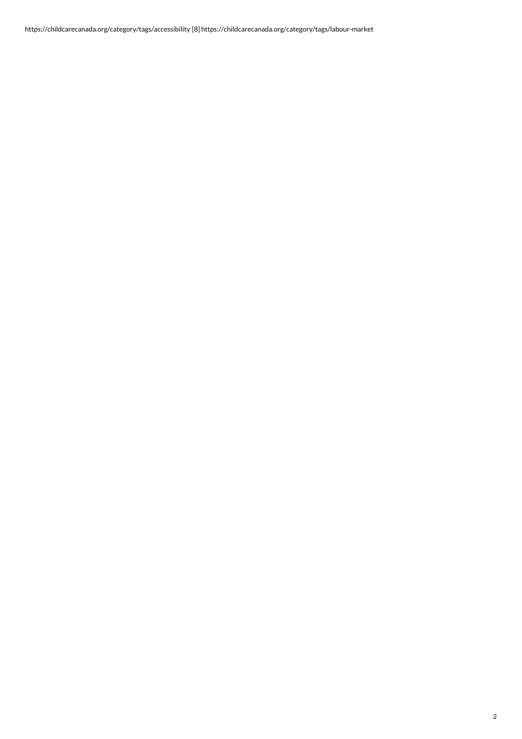https://childcarecanada.org/category/tags/accessibility [8] https://childcarecanada.org/category/tags/labour-market